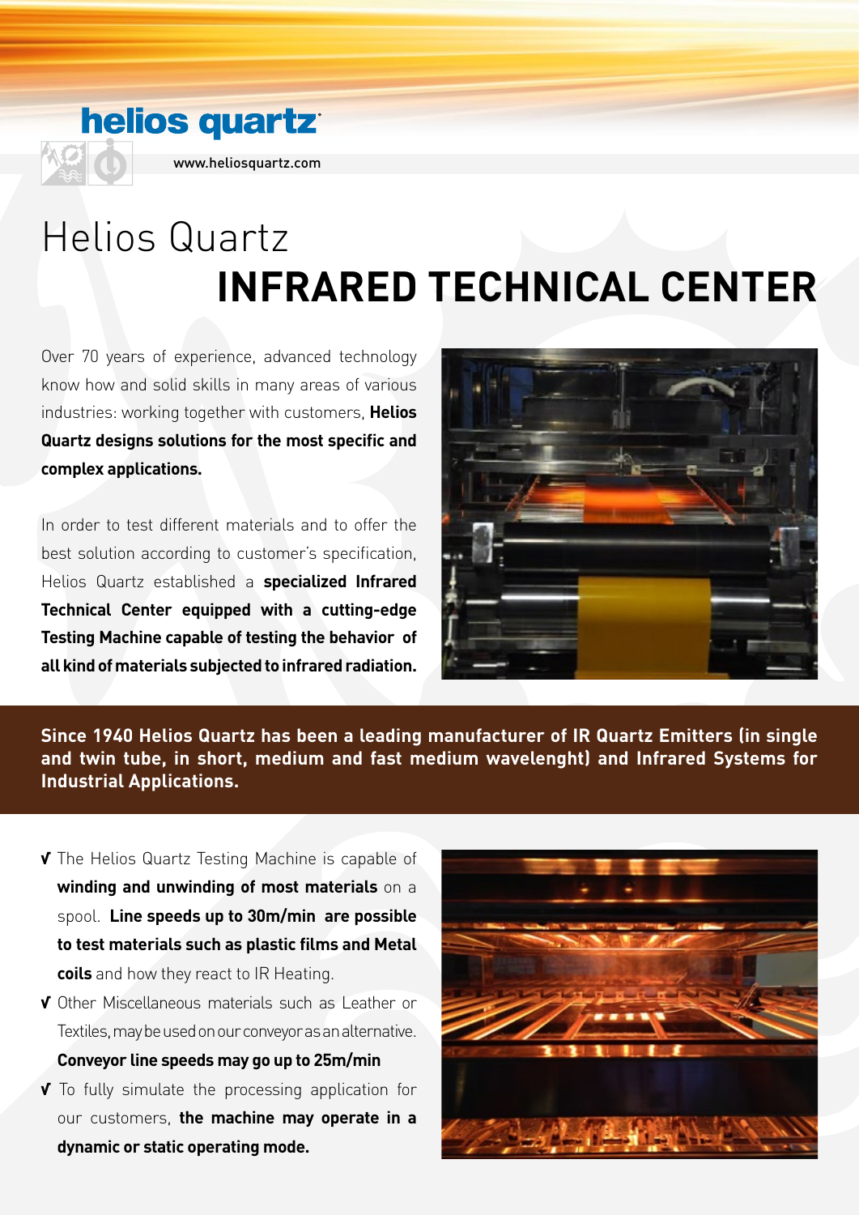**helios quartz**

www.heliosquartz.com

# Helios Quartz
# INFRARED TECHNICAL CENTER

Over 70 years of experience, advanced technology know how and solid skills in many areas of various industries: working together with customers, **Helios Quartz designs solutions for the most specific and complex applications.**

In order to test different materials and to offer the best solution according to customer's specification, Helios Quartz established a **specialized Infrared Technical Center equipped with a cutting-edge Testing Machine capable of testing the behavior of all kind of materials subjected to infrared radiation.**

**Since 1940 Helios Quartz has been a leading manufacturer of IR Quartz Emitters (in single and twin tube, in short, medium and fast medium wavelenght) and Infrared Systems for Industrial Applications.**

- The Helios Quartz Testing Machine is capable of **winding and unwinding of most materials** on a spool. **Line speeds up to 30m/min are possible to test materials such as plastic films and Metal coils** and how they react to IR Heating.
- Other Miscellaneous materials such as Leather or Textiles, may be used on our conveyor as an alternative. **Conveyor line speeds may go up to 25m/min**
- To fully simulate the processing application for our customers, **the machine may operate in a dynamic or static operating mode.**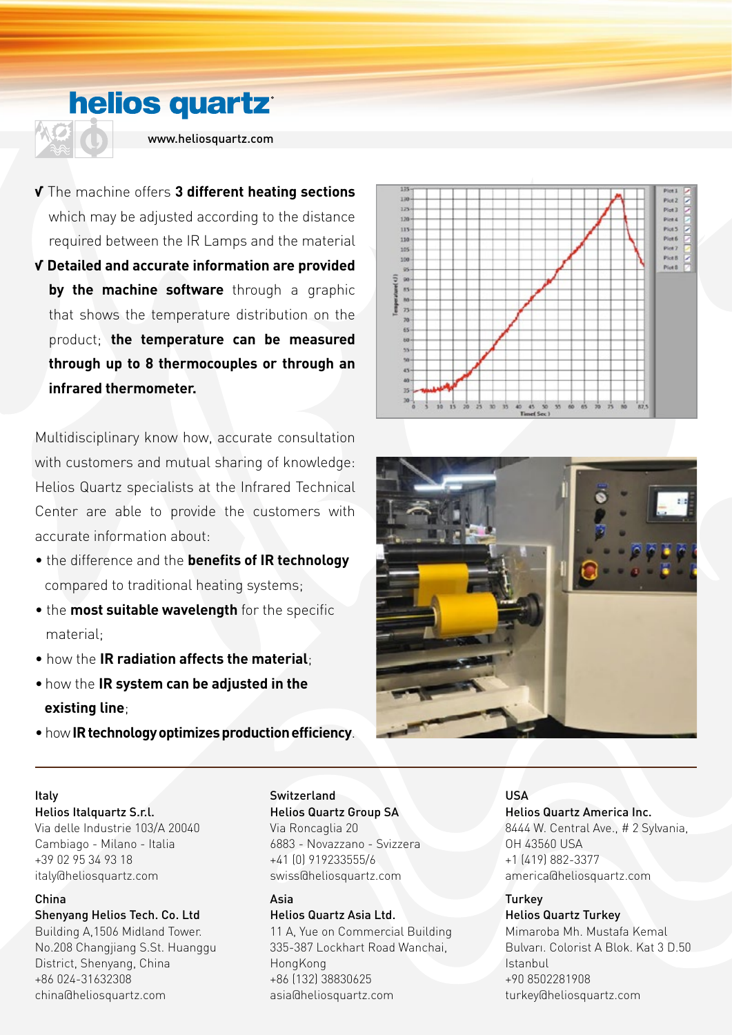**helios quartz**

www.heliosquartz.com

- √ The machine offers **3 different heating sections** which may be adjusted according to the distance required between the IR Lamps and the material
- √ **Detailed and accurate information are provided by the machine software** through a graphic that shows the temperature distribution on the product; **the temperature can be measured through up to 8 thermocouples or through an infrared thermometer.**

Temperature(°C)

Time( Sec )

Plot 1
Plot 2
Plot 3
Plot 4
Plot 5
Plot 6
Plot 7
Plot 8
Plot 8

Multidisciplinary know how, accurate consultation with customers and mutual sharing of knowledge: Helios Quartz specialists at the Infrared Technical Center are able to provide the customers with accurate information about:

- the difference and the **benefits of IR technology** compared to traditional heating systems;
- the **most suitable wavelength** for the specific material;
- how the **IR radiation affects the material**;
- how the **IR system can be adjusted in the existing line**;
- how **IR technology optimizes production efficiency**.

**Italy**
**Helios Italquartz S.r.l.**
Via delle Industrie 103/A 20040
Cambiago - Milano - Italia
+39 02 95 34 93 18
italy@heliosquartz.com

**Switzerland**
**Helios Quartz Group SA**
Via Roncaglia 20
6883 - Novazzano - Svizzera
+41 (0) 919233555/6
swiss@heliosquartz.com

**USA**
**Helios Quartz America Inc.**
8444 W. Central Ave., # 2 Sylvania,
OH 43560 USA
+1 (419) 882-3377
america@heliosquartz.com

**China**
**Shenyang Helios Tech. Co. Ltd**
Building A,1506 Midland Tower.
No.208 Changjiang S.St. Huanggu
District, Shenyang, China
+86 024-31632308
china@heliosquartz.com

**Asia**
**Helios Quartz Asia Ltd.**
11 A, Yue on Commercial Building
335-387 Lockhart Road Wanchai,
HongKong
+86 (132) 38830625
asia@heliosquartz.com

**Turkey**
**Helios Quartz Turkey**
Mimaroba Mh. Mustafa Kemal
Bulvarı. Colorist A Blok. Kat 3 D.50
Istanbul
+90 8502281908
turkey@heliosquartz.com